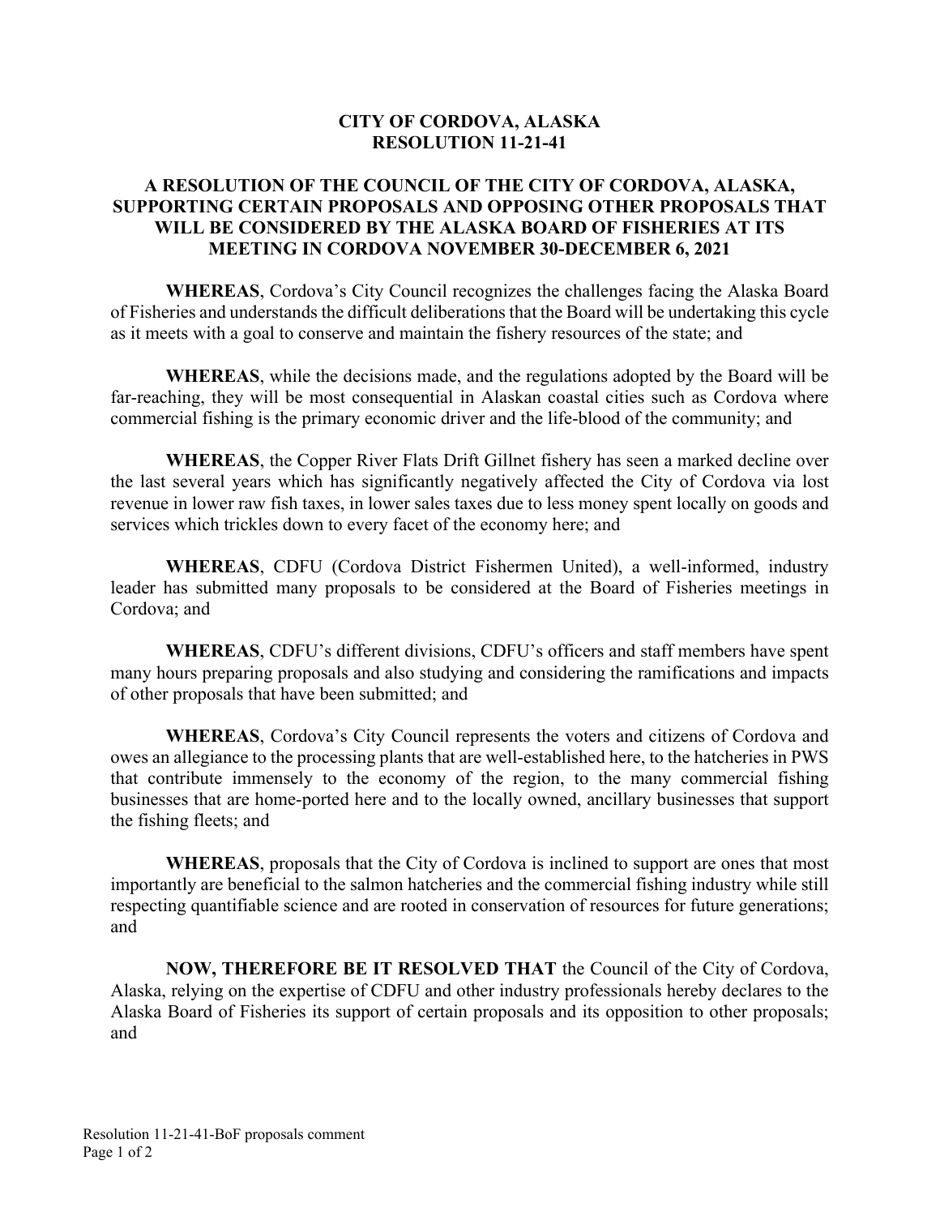# CITY OF CORDOVA, ALASKA
# RESOLUTION 11-21-41

## A RESOLUTION OF THE COUNCIL OF THE CITY OF CORDOVA, ALASKA, SUPPORTING CERTAIN PROPOSALS AND OPPOSING OTHER PROPOSALS THAT WILL BE CONSIDERED BY THE ALASKA BOARD OF FISHERIES AT ITS MEETING IN CORDOVA NOVEMBER 30-DECEMBER 6, 2021

**WHEREAS**, Cordova's City Council recognizes the challenges facing the Alaska Board of Fisheries and understands the difficult deliberations that the Board will be undertaking this cycle as it meets with a goal to conserve and maintain the fishery resources of the state; and

**WHEREAS**, while the decisions made, and the regulations adopted by the Board will be far-reaching, they will be most consequential in Alaskan coastal cities such as Cordova where commercial fishing is the primary economic driver and the life-blood of the community; and

**WHEREAS**, the Copper River Flats Drift Gillnet fishery has seen a marked decline over the last several years which has significantly negatively affected the City of Cordova via lost revenue in lower raw fish taxes, in lower sales taxes due to less money spent locally on goods and services which trickles down to every facet of the economy here; and

**WHEREAS**, CDFU (Cordova District Fishermen United), a well-informed, industry leader has submitted many proposals to be considered at the Board of Fisheries meetings in Cordova; and

**WHEREAS**, CDFU's different divisions, CDFU's officers and staff members have spent many hours preparing proposals and also studying and considering the ramifications and impacts of other proposals that have been submitted; and

**WHEREAS**, Cordova's City Council represents the voters and citizens of Cordova and owes an allegiance to the processing plants that are well-established here, to the hatcheries in PWS that contribute immensely to the economy of the region, to the many commercial fishing businesses that are home-ported here and to the locally owned, ancillary businesses that support the fishing fleets; and

**WHEREAS**, proposals that the City of Cordova is inclined to support are ones that most importantly are beneficial to the salmon hatcheries and the commercial fishing industry while still respecting quantifiable science and are rooted in conservation of resources for future generations; and

**NOW, THEREFORE BE IT RESOLVED THAT** the Council of the City of Cordova, Alaska, relying on the expertise of CDFU and other industry professionals hereby declares to the Alaska Board of Fisheries its support of certain proposals and its opposition to other proposals; and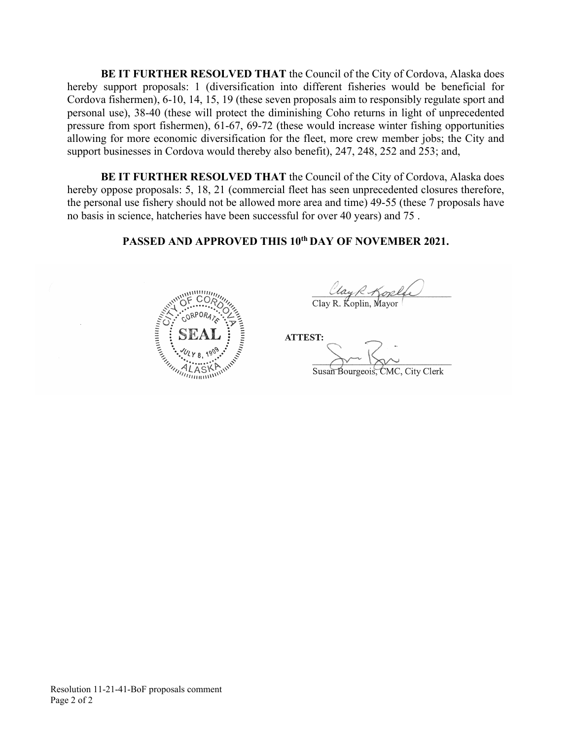**BE IT FURTHER RESOLVED THAT** the Council of the City of Cordova, Alaska does hereby support proposals: 1 (diversification into different fisheries would be beneficial for Cordova fishermen), 6-10, 14, 15, 19 (these seven proposals aim to responsibly regulate sport and personal use), 38-40 (these will protect the diminishing Coho returns in light of unprecedented pressure from sport fishermen), 61-67, 69-72 (these would increase winter fishing opportunities allowing for more economic diversification for the fleet, more crew member jobs; the City and support businesses in Cordova would thereby also benefit), 247, 248, 252 and 253; and,

**BE IT FURTHER RESOLVED THAT** the Council of the City of Cordova, Alaska does hereby oppose proposals: 5, 18, 21 (commercial fleet has seen unprecedented closures therefore, the personal use fishery should not be allowed more area and time) 49-55 (these 7 proposals have no basis in science, hatcheries have been successful for over 40 years) and 75 .

**PASSED AND APPROVED THIS 10th DAY OF NOVEMBER 2021.**

CITY OF CORDOVA CORPORATE SEAL JULY 8, 1909 ALASKA

Clay R. Koplin, Mayor

**ATTEST:**

Susan Bourgeois, CMC, City Clerk

Resolution 11-21-41-BoF proposals comment